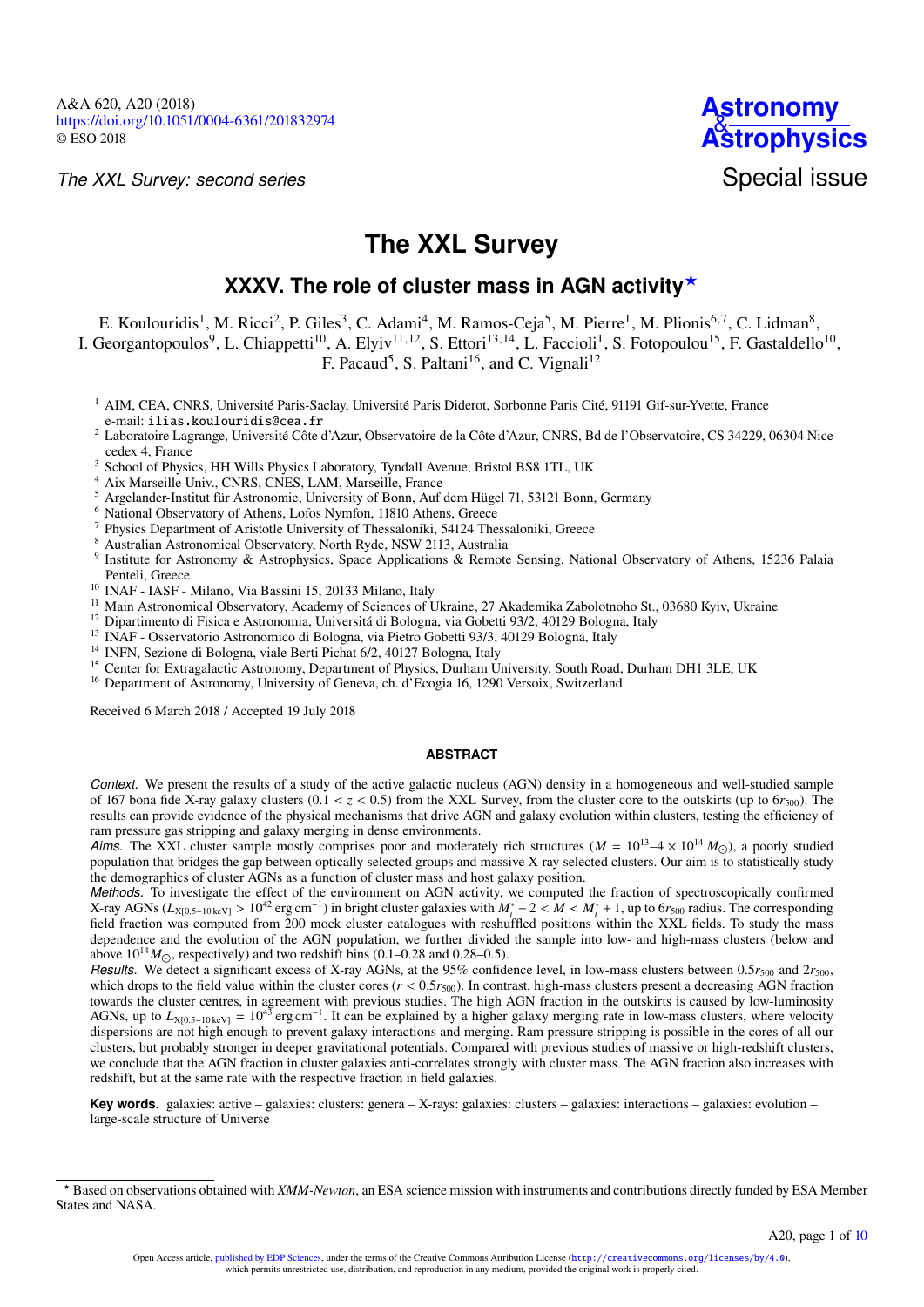*The XXL Survey: second series*

# The XXL Survey

## XXXV. The role of cluster mass in AGN activity*

E. Koulouridis[1], M. Ricci[2], P. Giles[3], C. Adami[4], M. Ramos-Ceja[5], M. Pierre[1], M. Plionis[6,7], C. Lidman[8], I. Georgantopoulos[9], L. Chiappetti[10], A. Elyiv[11,12], S. Ettori[13,14], L. Faccioli[1], S. Fotopoulou[15], F. Gastaldello[10], F. Pacaud[5], S. Paltani[16], and C. Vignali[12]

[1] AIM, CEA, CNRS, Université Paris-Saclay, Université Paris Diderot, Sorbonne Paris Cité, 91191 Gif-sur-Yvette, France
e-mail: ilias.koulouridis@cea.fr
[2] Laboratoire Lagrange, Université Côte d'Azur, Observatoire de la Côte d'Azur, CNRS, Bd de l'Observatoire, CS 34229, 06304 Nice cedex 4, France
[3] School of Physics, HH Wills Physics Laboratory, Tyndall Avenue, Bristol BS8 1TL, UK
[4] Aix Marseille Univ., CNRS, CNES, LAM, Marseille, France
[5] Argelander-Institut für Astronomie, University of Bonn, Auf dem Hügel 71, 53121 Bonn, Germany
[6] National Observatory of Athens, Lofos Nymfon, 11810 Athens, Greece
[7] Physics Department of Aristotle University of Thessaloniki, 54124 Thessaloniki, Greece
[8] Australian Astronomical Observatory, North Ryde, NSW 2113, Australia
[9] Institute for Astronomy & Astrophysics, Space Applications & Remote Sensing, National Observatory of Athens, 15236 Palaia Penteli, Greece
[10] INAF - IASF - Milano, Via Bassini 15, 20133 Milano, Italy
[11] Main Astronomical Observatory, Academy of Sciences of Ukraine, 27 Akademika Zabolotnoho St., 03680 Kyiv, Ukraine
[12] Dipartimento di Fisica e Astronomia, Universitá di Bologna, via Gobetti 93/2, 40129 Bologna, Italy
[13] INAF - Osservatorio Astronomico di Bologna, via Pietro Gobetti 93/3, 40129 Bologna, Italy
[14] INFN, Sezione di Bologna, viale Berti Pichat 6/2, 40127 Bologna, Italy
[15] Center for Extragalactic Astronomy, Department of Physics, Durham University, South Road, Durham DH1 3LE, UK
[16] Department of Astronomy, University of Geneva, ch. d'Ecogia 16, 1290 Versoix, Switzerland

Received 6 March 2018 / Accepted 19 July 2018

### ABSTRACT

*Context.* We present the results of a study of the active galactic nucleus (AGN) density in a homogeneous and well-studied sample of 167 bona fide X-ray galaxy clusters ($0.1 < z < 0.5$) from the XXL Survey, from the cluster core to the outskirts (up to $6r_{500}$). The results can provide evidence of the physical mechanisms that drive AGN and galaxy evolution within clusters, testing the efficiency of ram pressure gas stripping and galaxy merging in dense environments.

*Aims.* The XXL cluster sample mostly comprises poor and moderately rich structures ($M = 10^{13}$–$4 \times 10^{14}\,M_\odot$), a poorly studied population that bridges the gap between optically selected groups and massive X-ray selected clusters. Our aim is to statistically study the demographics of cluster AGNs as a function of cluster mass and host galaxy position.

*Methods.* To investigate the effect of the environment on AGN activity, we computed the fraction of spectroscopically confirmed X-ray AGNs ($L_{\mathrm{X}[0.5-10\,\mathrm{keV}]} > 10^{42}\,\mathrm{erg\,cm^{-1}}$) in bright cluster galaxies with $M_i^* - 2 < M < M_i^* + 1$, up to $6r_{500}$ radius. The corresponding field fraction was computed from 200 mock cluster catalogues with reshuffled positions within the XXL fields. To study the mass dependence and the evolution of the AGN population, we further divided the sample into low- and high-mass clusters (below and above $10^{14}M_\odot$, respectively) and two redshift bins (0.1–0.28 and 0.28–0.5).

*Results.* We detect a significant excess of X-ray AGNs, at the 95% confidence level, in low-mass clusters between $0.5r_{500}$ and $2r_{500}$, which drops to the field value within the cluster cores ($r < 0.5r_{500}$). In contrast, high-mass clusters present a decreasing AGN fraction towards the cluster centres, in agreement with previous studies. The high AGN fraction in the outskirts is caused by low-luminosity AGNs, up to $L_{\mathrm{X}[0.5-10\,\mathrm{keV}]} = 10^{43}\,\mathrm{erg\,cm^{-1}}$. It can be explained by a higher galaxy merging rate in low-mass clusters, where velocity dispersions are not high enough to prevent galaxy interactions and merging. Ram pressure stripping is possible in the cores of all our clusters, but probably stronger in deeper gravitational potentials. Compared with previous studies of massive or high-redshift clusters, we conclude that the AGN fraction in cluster galaxies anti-correlates strongly with cluster mass. The AGN fraction also increases with redshift, but at the same rate with the respective fraction in field galaxies.

**Key words.** galaxies: active – galaxies: clusters: genera – X-rays: galaxies: clusters – galaxies: interactions – galaxies: evolution – large-scale structure of Universe

---

* Based on observations obtained with *XMM-Newton*, an ESA science mission with instruments and contributions directly funded by ESA Member States and NASA.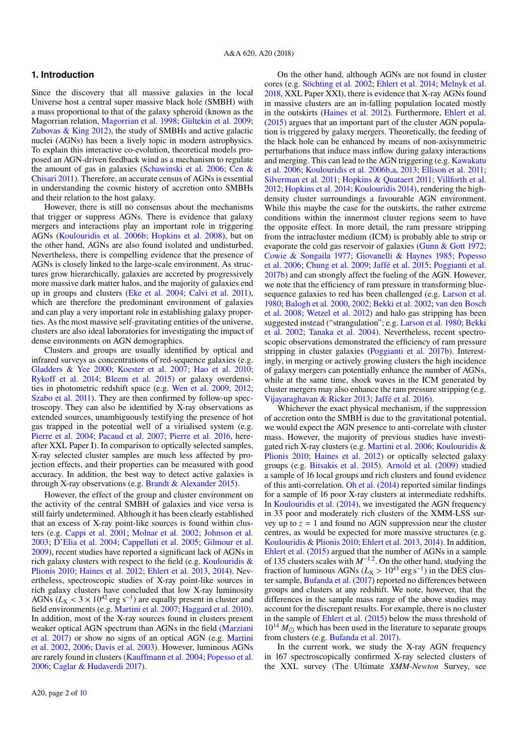## 1. Introduction

Since the discovery that all massive galaxies in the local Universe host a central super massive black hole (SMBH) with a mass proportional to that of the galaxy spheroid (known as the Magorrian relation, Magorrian et al. 1998; Gültekin et al. 2009; Zubovas & King 2012), the study of SMBHs and active galactic nuclei (AGNs) has been a lively topic in modern astrophysics. To explain this interactive co-evolution, theoretical models proposed an AGN-driven feedback wind as a mechanism to regulate the amount of gas in galaxies (Schawinski et al. 2006; Cen & Chisari 2011). Therefore, an accurate census of AGNs is essential in understanding the cosmic history of accretion onto SMBHs and their relation to the host galaxy.

However, there is still no consensus about the mechanisms that trigger or suppress AGNs. There is evidence that galaxy mergers and interactions play an important role in triggering AGNs (Koulouridis et al. 2006b; Hopkins et al. 2008), but on the other hand, AGNs are also found isolated and undisturbed. Nevertheless, there is compelling evidence that the presence of AGNs is closely linked to the large-scale environment. As structures grow hierarchically, galaxies are accreted by progressively more massive dark matter halos, and the majority of galaxies end up in groups and clusters (Eke et al. 2004; Calvi et al. 2011), which are therefore the predominant environment of galaxies and can play a very important role in establishing galaxy properties. As the most massive self-gravitating entities of the universe, clusters are also ideal laboratories for investigating the impact of dense environments on AGN demographics.

Clusters and groups are usually identified by optical and infrared surveys as concentrations of red-sequence galaxies (e.g. Gladders & Yee 2000; Koester et al. 2007; Hao et al. 2010; Rykoff et al. 2014; Bleem et al. 2015) or galaxy overdensities in photometric redshift space (e.g. Wen et al. 2009, 2012; Szabo et al. 2011). They are then confirmed by follow-up spectroscopy. They can also be identified by X-ray observations as extended sources, unambiguously testifying the presence of hot gas trapped in the potential well of a virialised system (e.g. Pierre et al. 2004; Pacaud et al. 2007; Pierre et al. 2016, hereafter XXL Paper I). In comparison to optically selected samples, X-ray selected cluster samples are much less affected by projection effects, and their properties can be measured with good accuracy. In addition, the best way to detect active galaxies is through X-ray observations (e.g. Brandt & Alexander 2015).

However, the effect of the group and cluster environment on the activity of the central SMBH of galaxies and vice versa is still fairly undetermined. Although it has been clearly established that an excess of X-ray point-like sources is found within clusters (e.g. Cappi et al. 2001; Molnar et al. 2002; Johnson et al. 2003; D'Elia et al. 2004; Cappelluti et al. 2005; Gilmour et al. 2009), recent studies have reported a significant lack of AGNs in rich galaxy clusters with respect to the field (e.g. Koulouridis & Plionis 2010; Haines et al. 2012; Ehlert et al. 2013, 2014). Nevertheless, spectroscopic studies of X-ray point-like sources in rich galaxy clusters have concluded that low X-ray luminosity AGNs ($L_X < 3 \times 10^{42}$ erg s$^{-1}$) are equally present in cluster and field environments (e.g. Martini et al. 2007; Haggard et al. 2010). In addition, most of the X-ray sources found in clusters present weaker optical AGN spectrum than AGNs in the field (Marziani et al. 2017) or show no signs of an optical AGN (e.g. Martini et al. 2002, 2006; Davis et al. 2003). However, luminous AGNs are rarely found in clusters (Kauffmann et al. 2004; Popesso et al. 2006; Caglar & Hudaverdi 2017).

On the other hand, although AGNs are not found in cluster cores (e.g. Söchting et al. 2002; Ehlert et al. 2014; Melnyk et al. 2018, XXL Paper XXI), there is evidence that X-ray AGNs found in massive clusters are an in-falling population located mostly in the outskirts (Haines et al. 2012). Furthermore, Ehlert et al. (2015) argues that an important part of the cluster AGN population is triggered by galaxy mergers. Theoretically, the feeding of the black hole can be enhanced by means of non-axisymmetric perturbations that induce mass inflow during galaxy interactions and merging. This can lead to the AGN triggering (e.g. Kawakatu et al. 2006; Koulouridis et al. 2006b,a, 2013; Ellison et al. 2011; Silverman et al. 2011; Hopkins & Quataert 2011; Villforth et al. 2012; Hopkins et al. 2014; Koulouridis 2014), rendering the high-density cluster surroundings a favourable AGN environment. While this maybe the case for the outskirts, the rather extreme conditions within the innermost cluster regions seem to have the opposite effect. In more detail, the ram pressure stripping from the intracluster medium (ICM) is probably able to strip or evaporate the cold gas reservoir of galaxies (Gunn & Gott 1972; Cowie & Songaila 1977; Giovanelli & Haynes 1985; Popesso et al. 2006; Chung et al. 2009; Jaffé et al. 2015; Poggianti et al. 2017b) and can strongly affect the fueling of the AGN. However, we note that the efficiency of ram pressure in transforming blue-sequence galaxies to red has been challenged (e.g. Larson et al. 1980; Balogh et al. 2000, 2002; Bekki et al. 2002; van den Bosch et al. 2008; Wetzel et al. 2012) and halo gas stripping has been suggested instead ("strangulation"; e.g. Larson et al. 1980; Bekki et al. 2002; Tanaka et al. 2004). Nevertheless, recent spectroscopic observations demonstrated the efficiency of ram pressure stripping in cluster galaxies (Poggianti et al. 2017b). Interestingly, in merging or actively growing clusters the high incidence of galaxy mergers can potentially enhance the number of AGNs, while at the same time, shock waves in the ICM generated by cluster mergers may also enhance the ram pressure stripping (e.g. Vijayaraghavan & Ricker 2013; Jaffé et al. 2016).

Whichever the exact physical mechanism, if the suppression of accretion onto the SMBH is due to the gravitational potential, we would expect the AGN presence to anti-correlate with cluster mass. However, the majority of previous studies have investigated rich X-ray clusters (e.g. Martini et al. 2006; Koulouridis & Plionis 2010; Haines et al. 2012) or optically selected galaxy groups (e.g. Bitsakis et al. 2015). Arnold et al. (2009) studied a sample of 16 local groups and rich clusters and found evidence of this anti-correlation. Oh et al. (2014) reported similar findings for a sample of 16 poor X-ray clusters at intermediate redshifts. In Koulouridis et al. (2014), we investigated the AGN frequency in 33 poor and moderately rich clusters of the XMM-LSS survey up to $z = 1$ and found no AGN suppression near the cluster centres, as would be expected for more massive structures (e.g. Koulouridis & Plionis 2010; Ehlert et al. 2013, 2014). In addition, Ehlert et al. (2015) argued that the number of AGNs in a sample of 135 clusters scales with $M^{-1.2}$. On the other hand, studying the fraction of luminous AGNs ($L_X > 10^{43}$ erg s$^{-1}$) in the DES cluster sample, Bufanda et al. (2017) reported no differences between groups and clusters at any redshift. We note, however, that the differences in the sample mass range of the above studies may account for the discrepant results. For example, there is no cluster in the sample of Ehlert et al. (2015) below the mass threshold of $10^{14}$ $M_\odot$ which has been used in the literature to separate groups from clusters (e.g. Bufanda et al. 2017).

In the current work, we study the X-ray AGN frequency in 167 spectroscopically confirmed X-ray selected clusters of the XXL survey (The Ultimate *XMM-Newton* Survey, see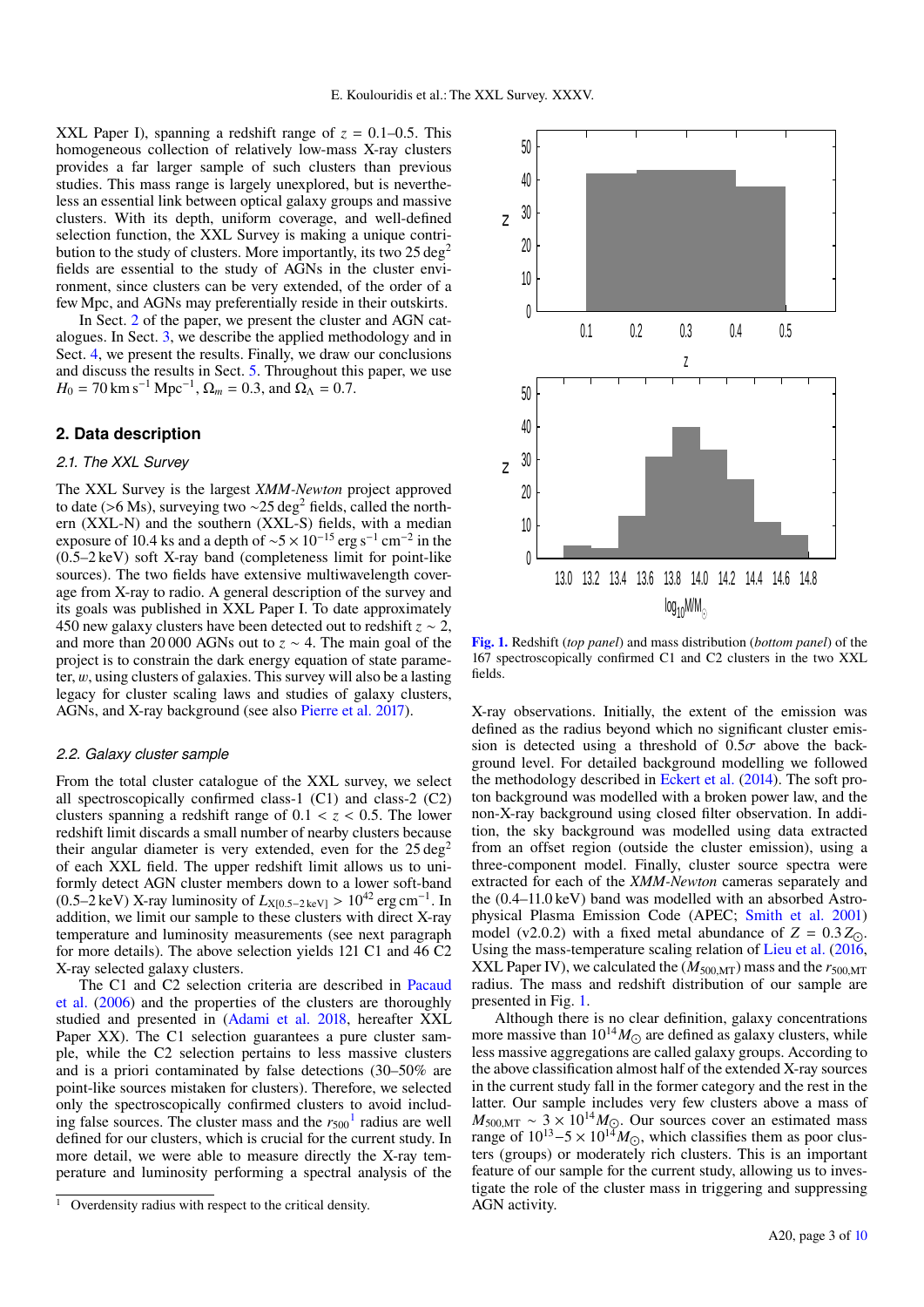XXL Paper I), spanning a redshift range of $z = 0.1$–$0.5$. This homogeneous collection of relatively low-mass X-ray clusters provides a far larger sample of such clusters than previous studies. This mass range is largely unexplored, but is nevertheless an essential link between optical galaxy groups and massive clusters. With its depth, uniform coverage, and well-defined selection function, the XXL Survey is making a unique contribution to the study of clusters. More importantly, its two 25 $\deg^2$ fields are essential to the study of AGNs in the cluster environment, since clusters can be very extended, of the order of a few Mpc, and AGNs may preferentially reside in their outskirts.

In Sect. 2 of the paper, we present the cluster and AGN catalogues. In Sect. 3, we describe the applied methodology and in Sect. 4, we present the results. Finally, we draw our conclusions and discuss the results in Sect. 5. Throughout this paper, we use $H_0 = 70\,\mathrm{km\,s^{-1}\,Mpc^{-1}}$, $\Omega_m = 0.3$, and $\Omega_\Lambda = 0.7$.

## 2. Data description

### 2.1. The XXL Survey

The XXL Survey is the largest *XMM-Newton* project approved to date (>6 Ms), surveying two ∼25 $\deg^2$ fields, called the northern (XXL-N) and the southern (XXL-S) fields, with a median exposure of 10.4 ks and a depth of $\sim 5 \times 10^{-15}\,\mathrm{erg\,s^{-1}\,cm^{-2}}$ in the (0.5–2 keV) soft X-ray band (completeness limit for point-like sources). The two fields have extensive multiwavelength coverage from X-ray to radio. A general description of the survey and its goals was published in XXL Paper I. To date approximately 450 new galaxy clusters have been detected out to redshift $z \sim 2$, and more than 20 000 AGNs out to $z \sim 4$. The main goal of the project is to constrain the dark energy equation of state parameter, $w$, using clusters of galaxies. This survey will also be a lasting legacy for cluster scaling laws and studies of galaxy clusters, AGNs, and X-ray background (see also Pierre et al. 2017).

### 2.2. Galaxy cluster sample

From the total cluster catalogue of the XXL survey, we select all spectroscopically confirmed class-1 (C1) and class-2 (C2) clusters spanning a redshift range of $0.1 < z < 0.5$. The lower redshift limit discards a small number of nearby clusters because their angular diameter is very extended, even for the 25 $\deg^2$ of each XXL field. The upper redshift limit allows us to uniformly detect AGN cluster members down to a lower soft-band (0.5–2 keV) X-ray luminosity of $L_{\mathrm{X}[0.5-2\,\mathrm{keV}]} > 10^{42}\,\mathrm{erg\,cm^{-1}}$. In addition, we limit our sample to these clusters with direct X-ray temperature and luminosity measurements (see next paragraph for more details). The above selection yields 121 C1 and 46 C2 X-ray selected galaxy clusters.

The C1 and C2 selection criteria are described in Pacaud et al. (2006) and the properties of the clusters are thoroughly studied and presented in (Adami et al. 2018, hereafter XXL Paper XX). The C1 selection guarantees a pure cluster sample, while the C2 selection pertains to less massive clusters and is a priori contaminated by false detections (30–50% are point-like sources mistaken for clusters). Therefore, we selected only the spectroscopically confirmed clusters to avoid including false sources. The cluster mass and the $r_{500}$[1] radius are well defined for our clusters, which is crucial for the current study. In more detail, we were able to measure directly the X-ray temperature and luminosity performing a spectral analysis of the X-ray observations. Initially, the extent of the emission was defined as the radius beyond which no significant cluster emission is detected using a threshold of $0.5\sigma$ above the background level. For detailed background modelling we followed the methodology described in Eckert et al. (2014). The soft proton background was modelled with a broken power law, and the non-X-ray background using closed filter observation. In addition, the sky background was modelled using data extracted from an offset region (outside the cluster emission), using a three-component model. Finally, cluster source spectra were extracted for each of the *XMM-Newton* cameras separately and the (0.4–11.0 keV) band was modelled with an absorbed Astrophysical Plasma Emission Code (APEC; Smith et al. 2001) model (v2.0.2) with a fixed metal abundance of $Z = 0.3\,Z_\odot$. Using the mass-temperature scaling relation of Lieu et al. (2016, XXL Paper IV), we calculated the ($M_{500,\mathrm{MT}}$) mass and the $r_{500,\mathrm{MT}}$ radius. The mass and redshift distribution of our sample are presented in Fig. 1.

**Fig. 1.** Redshift (*top panel*) and mass distribution (*bottom panel*) of the 167 spectroscopically confirmed C1 and C2 clusters in the two XXL fields.

Although there is no clear definition, galaxy concentrations more massive than $10^{14} M_\odot$ are defined as galaxy clusters, while less massive aggregations are called galaxy groups. According to the above classification almost half of the extended X-ray sources in the current study fall in the former category and the rest in the latter. Our sample includes very few clusters above a mass of $M_{500,\mathrm{MT}} \sim 3 \times 10^{14} M_\odot$. Our sources cover an estimated mass range of $10^{13}$–$5 \times 10^{14} M_\odot$, which classifies them as poor clusters (groups) or moderately rich clusters. This is an important feature of our sample for the current study, allowing us to investigate the role of the cluster mass in triggering and suppressing AGN activity.

[1] Overdensity radius with respect to the critical density.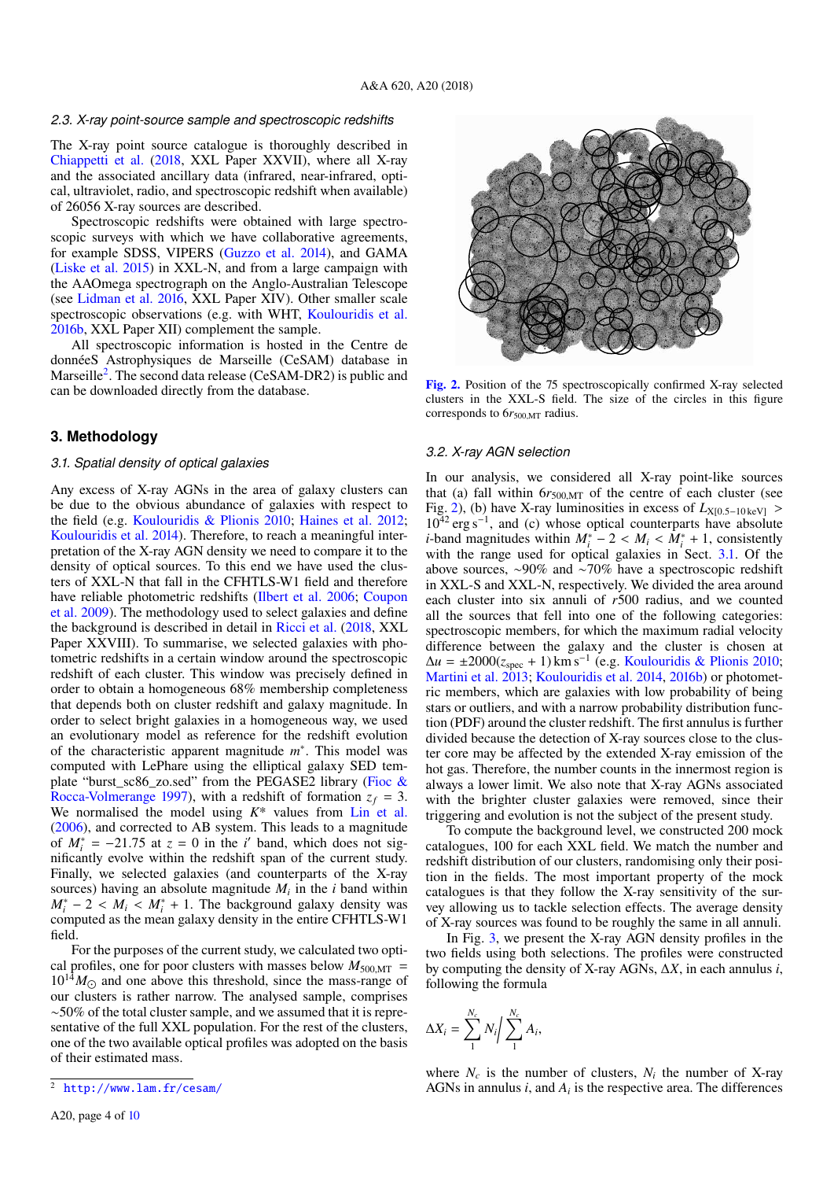### 2.3. X-ray point-source sample and spectroscopic redshifts

The X-ray point source catalogue is thoroughly described in Chiappetti et al. (2018, XXL Paper XXVII), where all X-ray and the associated ancillary data (infrared, near-infrared, optical, ultraviolet, radio, and spectroscopic redshift when available) of 26056 X-ray sources are described.

Spectroscopic redshifts were obtained with large spectroscopic surveys with which we have collaborative agreements, for example SDSS, VIPERS (Guzzo et al. 2014), and GAMA (Liske et al. 2015) in XXL-N, and from a large campaign with the AAOmega spectrograph on the Anglo-Australian Telescope (see Lidman et al. 2016, XXL Paper XIV). Other smaller scale spectroscopic observations (e.g. with WHT, Koulouridis et al. 2016b, XXL Paper XII) complement the sample.

All spectroscopic information is hosted in the Centre de donnéeS Astrophysiques de Marseille (CeSAM) database in Marseille[2]. The second data release (CeSAM-DR2) is public and can be downloaded directly from the database.

## 3. Methodology

### 3.1. Spatial density of optical galaxies

Any excess of X-ray AGNs in the area of galaxy clusters can be due to the obvious abundance of galaxies with respect to the field (e.g. Koulouridis & Plionis 2010; Haines et al. 2012; Koulouridis et al. 2014). Therefore, to reach a meaningful interpretation of the X-ray AGN density we need to compare it to the density of optical sources. To this end we have used the clusters of XXL-N that fall in the CFHTLS-W1 field and therefore have reliable photometric redshifts (Ilbert et al. 2006; Coupon et al. 2009). The methodology used to select galaxies and define the background is described in detail in Ricci et al. (2018, XXL Paper XXVIII). To summarise, we selected galaxies with photometric redshifts in a certain window around the spectroscopic redshift of each cluster. This window was precisely defined in order to obtain a homogeneous 68% membership completeness that depends both on cluster redshift and galaxy magnitude. In order to select bright galaxies in a homogeneous way, we used an evolutionary model as reference for the redshift evolution of the characteristic apparent magnitude $m^*$. This model was computed with LePhare using the elliptical galaxy SED template "burst_sc86_zo.sed" from the PEGASE2 library (Fioc & Rocca-Volmerange 1997), with a redshift of formation $z_f = 3$. We normalised the model using $K$* values from Lin et al. (2006), and corrected to AB system. This leads to a magnitude of $M_i^* = -21.75$ at $z = 0$ in the $i'$ band, which does not significantly evolve within the redshift span of the current study. Finally, we selected galaxies (and counterparts of the X-ray sources) having an absolute magnitude $M_i$ in the $i$ band within $M_i^* - 2 < M_i < M_i^* + 1$. The background galaxy density was computed as the mean galaxy density in the entire CFHTLS-W1 field.

For the purposes of the current study, we calculated two optical profiles, one for poor clusters with masses below $M_{500,\mathrm{MT}} = 10^{14} M_\odot$ and one above this threshold, since the mass-range of our clusters is rather narrow. The analysed sample, comprises ~50% of the total cluster sample, and we assumed that it is representative of the full XXL population. For the rest of the clusters, one of the two available optical profiles was adopted on the basis of their estimated mass.

[2] http://www.lam.fr/cesam/

Fig. 2. Position of the 75 spectroscopically confirmed X-ray selected clusters in the XXL-S field. The size of the circles in this figure corresponds to $6r_{500,\mathrm{MT}}$ radius.

### 3.2. X-ray AGN selection

In our analysis, we considered all X-ray point-like sources that (a) fall within $6r_{500,\mathrm{MT}}$ of the centre of each cluster (see Fig. 2), (b) have X-ray luminosities in excess of $L_{\mathrm{X}[0.5-10\,\mathrm{keV}]} > 10^{42}\,\mathrm{erg\,s^{-1}}$, and (c) whose optical counterparts have absolute $i$-band magnitudes within $M_i^* - 2 < M_i < M_i^* + 1$, consistently with the range used for optical galaxies in Sect. 3.1. Of the above sources, ~90% and ~70% have a spectroscopic redshift in XXL-S and XXL-N, respectively. We divided the area around each cluster into six annuli of $r500$ radius, and we counted all the sources that fell into one of the following categories: spectroscopic members, for which the maximum radial velocity difference between the galaxy and the cluster is chosen at $\Delta u = \pm 2000(z_{\mathrm{spec}} + 1)\,\mathrm{km\,s^{-1}}$ (e.g. Koulouridis & Plionis 2010; Martini et al. 2013; Koulouridis et al. 2014, 2016b) or photometric members, which are galaxies with low probability of being stars or outliers, and with a narrow probability distribution function (PDF) around the cluster redshift. The first annulus is further divided because the detection of X-ray sources close to the cluster core may be affected by the extended X-ray emission of the hot gas. Therefore, the number counts in the innermost region is always a lower limit. We also note that X-ray AGNs associated with the brighter cluster galaxies were removed, since their triggering and evolution is not the subject of the present study.

To compute the background level, we constructed 200 mock catalogues, 100 for each XXL field. We match the number and redshift distribution of our clusters, randomising only their position in the fields. The most important property of the mock catalogues is that they follow the X-ray sensitivity of the survey allowing us to tackle selection effects. The average density of X-ray sources was found to be roughly the same in all annuli.

In Fig. 3, we present the X-ray AGN density profiles in the two fields using both selections. The profiles were constructed by computing the density of X-ray AGNs, $\Delta X$, in each annulus $i$, following the formula

$$\Delta X_i = \sum_{1}^{N_c} N_i \Big/ \sum_{1}^{N_c} A_i,$$

where $N_c$ is the number of clusters, $N_i$ the number of X-ray AGNs in annulus $i$, and $A_i$ is the respective area. The differences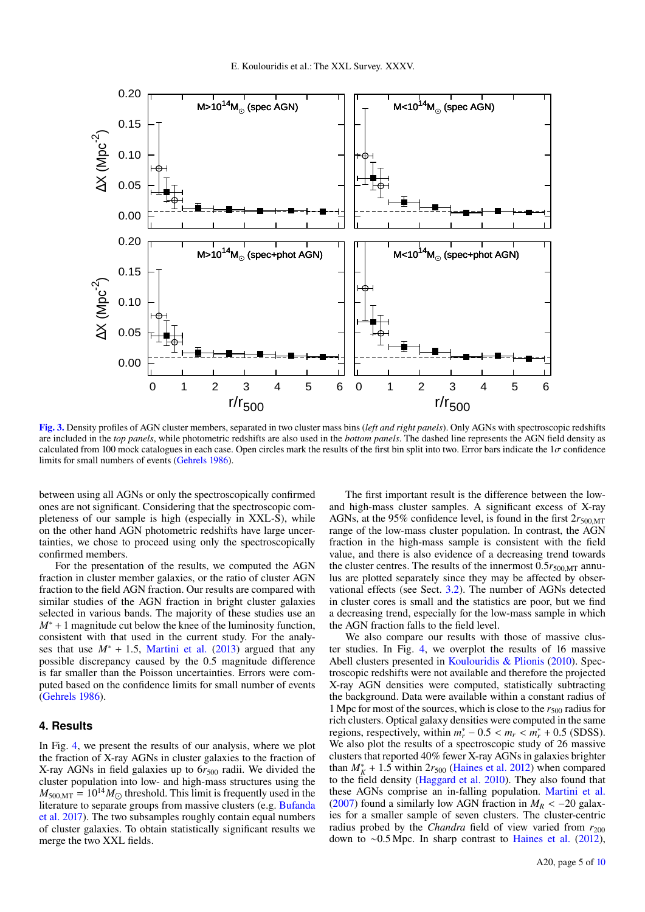Fig. 3. Density profiles of AGN cluster members, separated in two cluster mass bins (*left and right panels*). Only AGNs with spectroscopic redshifts are included in the *top panels*, while photometric redshifts are also used in the *bottom panels*. The dashed line represents the AGN field density as calculated from 100 mock catalogues in each case. Open circles mark the results of the first bin split into two. Error bars indicate the $1\sigma$ confidence limits for small numbers of events (Gehrels 1986).

between using all AGNs or only the spectroscopically confirmed ones are not significant. Considering that the spectroscopic completeness of our sample is high (especially in XXL-S), while on the other hand AGN photometric redshifts have large uncertainties, we chose to proceed using only the spectroscopically confirmed members.

For the presentation of the results, we computed the AGN fraction in cluster member galaxies, or the ratio of cluster AGN fraction to the field AGN fraction. Our results are compared with similar studies of the AGN fraction in bright cluster galaxies selected in various bands. The majority of these studies use an $M^{*}+1$ magnitude cut below the knee of the luminosity function, consistent with that used in the current study. For the analyses that use $M^{*}+1.5$, Martini et al. (2013) argued that any possible discrepancy caused by the 0.5 magnitude difference is far smaller than the Poisson uncertainties. Errors were computed based on the confidence limits for small number of events (Gehrels 1986).

## 4. Results

In Fig. 4, we present the results of our analysis, where we plot the fraction of X-ray AGNs in cluster galaxies to the fraction of X-ray AGNs in field galaxies up to $6r_{500}$ radii. We divided the cluster population into low- and high-mass structures using the $M_{500,\mathrm{MT}} = 10^{14} M_{\odot}$ threshold. This limit is frequently used in the literature to separate groups from massive clusters (e.g. Bufanda et al. 2017). The two subsamples roughly contain equal numbers of cluster galaxies. To obtain statistically significant results we merge the two XXL fields.

The first important result is the difference between the low- and high-mass cluster samples. A significant excess of X-ray AGNs, at the 95% confidence level, is found in the first $2r_{500,\mathrm{MT}}$ range of the low-mass cluster population. In contrast, the AGN fraction in the high-mass sample is consistent with the field value, and there is also evidence of a decreasing trend towards the cluster centres. The results of the innermost $0.5r_{500,\mathrm{MT}}$ annulus are plotted separately since they may be affected by observational effects (see Sect. 3.2). The number of AGNs detected in cluster cores is small and the statistics are poor, but we find a decreasing trend, especially for the low-mass sample in which the AGN fraction falls to the field level.

We also compare our results with those of massive cluster studies. In Fig. 4, we overplot the results of 16 massive Abell clusters presented in Koulouridis & Plionis (2010). Spectroscopic redshifts were not available and therefore the projected X-ray AGN densities were computed, statistically subtracting the background. Data were available within a constant radius of 1 Mpc for most of the sources, which is close to the $r_{500}$ radius for rich clusters. Optical galaxy densities were computed in the same regions, respectively, within $m_r^{*} - 0.5 < m_r < m_r^{*} + 0.5$ (SDSS). We also plot the results of a spectroscopic study of 26 massive clusters that reported 40% fewer X-ray AGNs in galaxies brighter than $M_K^{*} + 1.5$ within $2r_{500}$ (Haines et al. 2012) when compared to the field density (Haggard et al. 2010). They also found that these AGNs comprise an in-falling population. Martini et al. (2007) found a similarly low AGN fraction in $M_R < -20$ galaxies for a smaller sample of seven clusters. The cluster-centric radius probed by the *Chandra* field of view varied from $r_{200}$ down to $\sim$0.5 Mpc. In sharp contrast to Haines et al. (2012),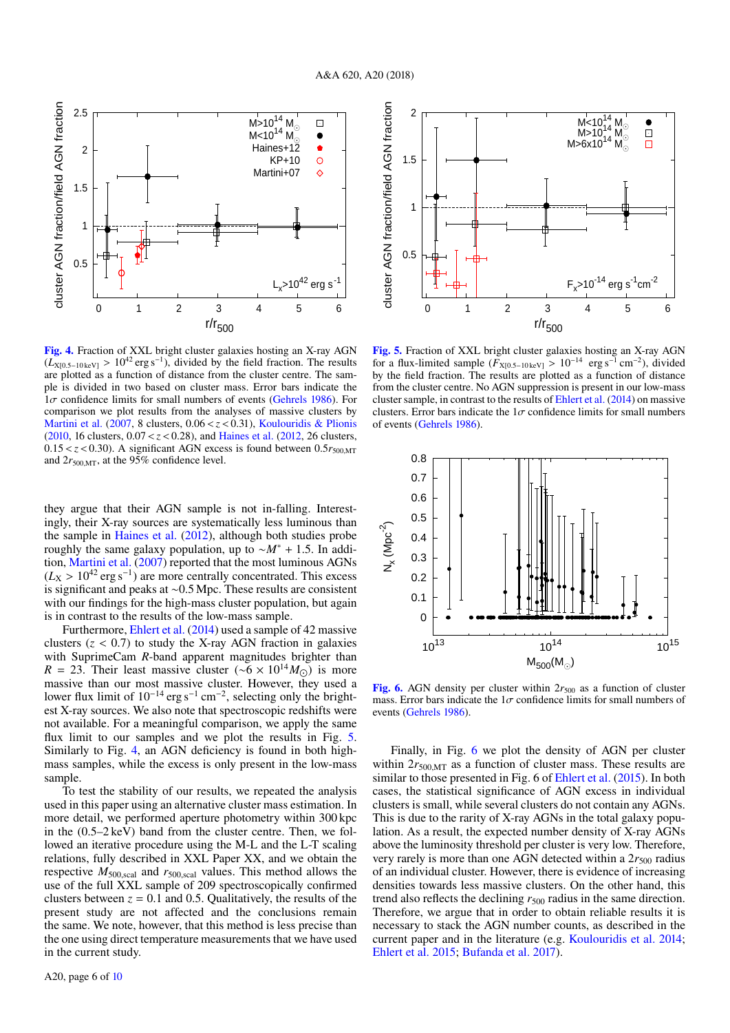**Fig. 4.** Fraction of XXL bright cluster galaxies hosting an X-ray AGN ($L_{X[0.5-10\,keV]} > 10^{42}\,erg\,s^{-1}$), divided by the field fraction. The results are plotted as a function of distance from the cluster centre. The sample is divided in two based on cluster mass. Error bars indicate the $1\sigma$ confidence limits for small numbers of events (Gehrels 1986). For comparison we plot results from the analyses of massive clusters by Martini et al. (2007, 8 clusters, $0.06 < z < 0.31$), Koulouridis & Plionis (2010, 16 clusters, $0.07 < z < 0.28$), and Haines et al. (2012, 26 clusters, $0.15 < z < 0.30$). A significant AGN excess is found between $0.5r_{500,MT}$ and $2r_{500,MT}$, at the 95% confidence level.

**Fig. 5.** Fraction of XXL bright cluster galaxies hosting an X-ray AGN for a flux-limited sample ($F_{X[0.5-10\,keV]} > 10^{-14}$ erg s$^{-1}$ cm$^{-2}$), divided by the field fraction. The results are plotted as a function of distance from the cluster centre. No AGN suppression is present in our low-mass cluster sample, in contrast to the results of Ehlert et al. (2014) on massive clusters. Error bars indicate the $1\sigma$ confidence limits for small numbers of events (Gehrels 1986).

they argue that their AGN sample is not in-falling. Interestingly, their X-ray sources are systematically less luminous than the sample in Haines et al. (2012), although both studies probe roughly the same galaxy population, up to $\sim M^* + 1.5$. In addition, Martini et al. (2007) reported that the most luminous AGNs ($L_X > 10^{42}\,erg\,s^{-1}$) are more centrally concentrated. This excess is significant and peaks at ∼0.5 Mpc. These results are consistent with our findings for the high-mass cluster population, but again is in contrast to the results of the low-mass sample.

Furthermore, Ehlert et al. (2014) used a sample of 42 massive clusters ($z < 0.7$) to study the X-ray AGN fraction in galaxies with SuprimeCam $R$-band apparent magnitudes brighter than $R = 23$. Their least massive cluster ($\sim 6 \times 10^{14} M_\odot$) is more massive than our most massive cluster. However, they used a lower flux limit of $10^{-14}$ erg s$^{-1}$ cm$^{-2}$, selecting only the brightest X-ray sources. We also note that spectroscopic redshifts were not available. For a meaningful comparison, we apply the same flux limit to our samples and we plot the results in Fig. 5. Similarly to Fig. 4, an AGN deficiency is found in both high-mass samples, while the excess is only present in the low-mass sample.

To test the stability of our results, we repeated the analysis used in this paper using an alternative cluster mass estimation. In more detail, we performed aperture photometry within 300 kpc in the (0.5–2 keV) band from the cluster centre. Then, we followed an iterative procedure using the M-L and the L-T scaling relations, fully described in XXL Paper XX, and we obtain the respective $M_{500,scal}$ and $r_{500,scal}$ values. This method allows the use of the full XXL sample of 209 spectroscopically confirmed clusters between $z = 0.1$ and 0.5. Qualitatively, the results of the present study are not affected and the conclusions remain the same. We note, however, that this method is less precise than the one using direct temperature measurements that we have used in the current study.

**Fig. 6.** AGN density per cluster within $2r_{500}$ as a function of cluster mass. Error bars indicate the $1\sigma$ confidence limits for small numbers of events (Gehrels 1986).

Finally, in Fig. 6 we plot the density of AGN per cluster within $2r_{500,MT}$ as a function of cluster mass. These results are similar to those presented in Fig. 6 of Ehlert et al. (2015). In both cases, the statistical significance of AGN excess in individual clusters is small, while several clusters do not contain any AGNs. This is due to the rarity of X-ray AGNs in the total galaxy population. As a result, the expected number density of X-ray AGNs above the luminosity threshold per cluster is very low. Therefore, very rarely is more than one AGN detected within a $2r_{500}$ radius of an individual cluster. However, there is evidence of increasing densities towards less massive clusters. On the other hand, this trend also reflects the declining $r_{500}$ radius in the same direction. Therefore, we argue that in order to obtain reliable results it is necessary to stack the AGN number counts, as described in the current paper and in the literature (e.g. Koulouridis et al. 2014; Ehlert et al. 2015; Bufanda et al. 2017).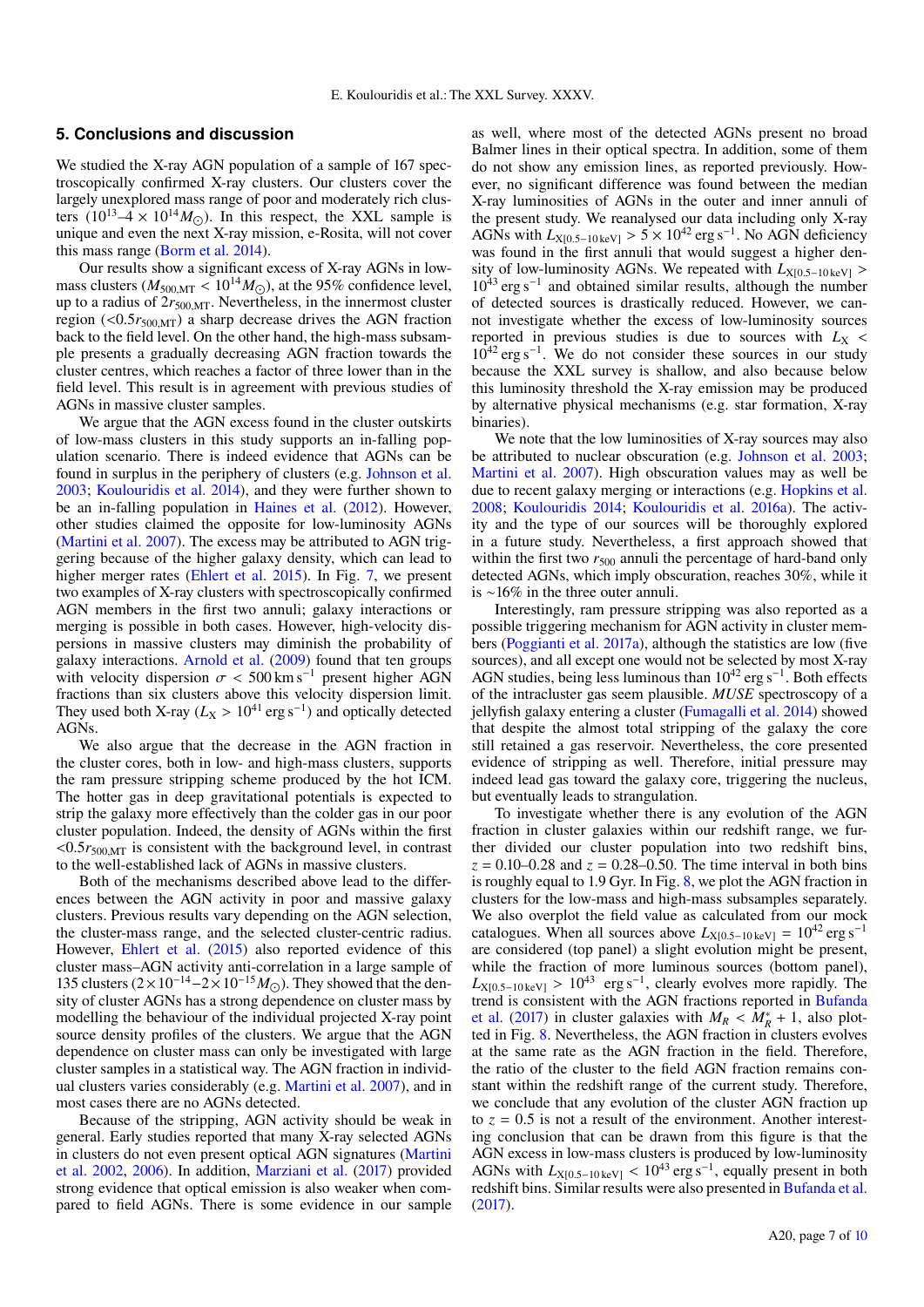## 5. Conclusions and discussion

We studied the X-ray AGN population of a sample of 167 spectroscopically confirmed X-ray clusters. Our clusters cover the largely unexplored mass range of poor and moderately rich clusters ($10^{13}$–$4 \times 10^{14} M_{\odot}$). In this respect, the XXL sample is unique and even the next X-ray mission, e-Rosita, will not cover this mass range (Borm et al. 2014).

Our results show a significant excess of X-ray AGNs in low-mass clusters ($M_{500,\mathrm{MT}} < 10^{14} M_{\odot}$), at the 95% confidence level, up to a radius of $2r_{500,\mathrm{MT}}$. Nevertheless, in the innermost cluster region ($<0.5r_{500,\mathrm{MT}}$) a sharp decrease drives the AGN fraction back to the field level. On the other hand, the high-mass subsample presents a gradually decreasing AGN fraction towards the cluster centres, which reaches a factor of three lower than in the field level. This result is in agreement with previous studies of AGNs in massive cluster samples.

We argue that the AGN excess found in the cluster outskirts of low-mass clusters in this study supports an in-falling population scenario. There is indeed evidence that AGNs can be found in surplus in the periphery of clusters (e.g. Johnson et al. 2003; Koulouridis et al. 2014), and they were further shown to be an in-falling population in Haines et al. (2012). However, other studies claimed the opposite for low-luminosity AGNs (Martini et al. 2007). The excess may be attributed to AGN triggering because of the higher galaxy density, which can lead to higher merger rates (Ehlert et al. 2015). In Fig. 7, we present two examples of X-ray clusters with spectroscopically confirmed AGN members in the first two annuli; galaxy interactions or merging is possible in both cases. However, high-velocity dispersions in massive clusters may diminish the probability of galaxy interactions. Arnold et al. (2009) found that ten groups with velocity dispersion $\sigma < 500\,\mathrm{km\,s^{-1}}$ present higher AGN fractions than six clusters above this velocity dispersion limit. They used both X-ray ($L_X > 10^{41}\,\mathrm{erg\,s^{-1}}$) and optically detected AGNs.

We also argue that the decrease in the AGN fraction in the cluster cores, both in low- and high-mass clusters, supports the ram pressure stripping scheme produced by the hot ICM. The hotter gas in deep gravitational potentials is expected to strip the galaxy more effectively than the colder gas in our poor cluster population. Indeed, the density of AGNs within the first $<0.5r_{500,\mathrm{MT}}$ is consistent with the background level, in contrast to the well-established lack of AGNs in massive clusters.

Both of the mechanisms described above lead to the differences between the AGN activity in poor and massive galaxy clusters. Previous results vary depending on the AGN selection, the cluster-mass range, and the selected cluster-centric radius. However, Ehlert et al. (2015) also reported evidence of this cluster mass–AGN activity anti-correlation in a large sample of 135 clusters ($2\times10^{-14}$–$2\times10^{-15} M_{\odot}$). They showed that the density of cluster AGNs has a strong dependence on cluster mass by modelling the behaviour of the individual projected X-ray point source density profiles of the clusters. We argue that the AGN dependence on cluster mass can only be investigated with large cluster samples in a statistical way. The AGN fraction in individual clusters varies considerably (e.g. Martini et al. 2007), and in most cases there are no AGNs detected.

Because of the stripping, AGN activity should be weak in general. Early studies reported that many X-ray selected AGNs in clusters do not even present optical AGN signatures (Martini et al. 2002, 2006). In addition, Marziani et al. (2017) provided strong evidence that optical emission is also weaker when compared to field AGNs. There is some evidence in our sample as well, where most of the detected AGNs present no broad Balmer lines in their optical spectra. In addition, some of them do not show any emission lines, as reported previously. However, no significant difference was found between the median X-ray luminosities of AGNs in the outer and inner annuli of the present study. We reanalysed our data including only X-ray AGNs with $L_{X[0.5-10\,\mathrm{keV}]} > 5 \times 10^{42}\,\mathrm{erg\,s^{-1}}$. No AGN deficiency was found in the first annuli that would suggest a higher density of low-luminosity AGNs. We repeated with $L_{X[0.5-10\,\mathrm{keV}]} > 10^{43}\,\mathrm{erg\,s^{-1}}$ and obtained similar results, although the number of detected sources is drastically reduced. However, we cannot investigate whether the excess of low-luminosity sources reported in previous studies is due to sources with $L_X < 10^{42}\,\mathrm{erg\,s^{-1}}$. We do not consider these sources in our study because the XXL survey is shallow, and also because below this luminosity threshold the X-ray emission may be produced by alternative physical mechanisms (e.g. star formation, X-ray binaries).

We note that the low luminosities of X-ray sources may also be attributed to nuclear obscuration (e.g. Johnson et al. 2003; Martini et al. 2007). High obscuration values may as well be due to recent galaxy merging or interactions (e.g. Hopkins et al. 2008; Koulouridis 2014; Koulouridis et al. 2016a). The activity and the type of our sources will be thoroughly explored in a future study. Nevertheless, a first approach showed that within the first two $r_{500}$ annuli the percentage of hard-band only detected AGNs, which imply obscuration, reaches 30%, while it is ~16% in the three outer annuli.

Interestingly, ram pressure stripping was also reported as a possible triggering mechanism for AGN activity in cluster members (Poggianti et al. 2017a), although the statistics are low (five sources), and all except one would not be selected by most X-ray AGN studies, being less luminous than $10^{42}\,\mathrm{erg\,s^{-1}}$. Both effects of the intracluster gas seem plausible. *MUSE* spectroscopy of a jellyfish galaxy entering a cluster (Fumagalli et al. 2014) showed that despite the almost total stripping of the galaxy the core still retained a gas reservoir. Nevertheless, the core presented evidence of stripping as well. Therefore, initial pressure may indeed lead gas toward the galaxy core, triggering the nucleus, but eventually leads to strangulation.

To investigate whether there is any evolution of the AGN fraction in cluster galaxies within our redshift range, we further divided our cluster population into two redshift bins, $z = 0.10$–$0.28$ and $z = 0.28$–$0.50$. The time interval in both bins is roughly equal to 1.9 Gyr. In Fig. 8, we plot the AGN fraction in clusters for the low-mass and high-mass subsamples separately. We also overplot the field value as calculated from our mock catalogues. When all sources above $L_{X[0.5-10\,\mathrm{keV}]} = 10^{42}\,\mathrm{erg\,s^{-1}}$ are considered (top panel) a slight evolution might be present, while the fraction of more luminous sources (bottom panel), $L_{X[0.5-10\,\mathrm{keV}]} > 10^{43}\,\mathrm{erg\,s^{-1}}$, clearly evolves more rapidly. The trend is consistent with the AGN fractions reported in Bufanda et al. (2017) in cluster galaxies with $M_R < M_R^* + 1$, also plotted in Fig. 8. Nevertheless, the AGN fraction in clusters evolves at the same rate as the AGN fraction in the field. Therefore, the ratio of the cluster to the field AGN fraction remains constant within the redshift range of the current study. Therefore, we conclude that any evolution of the cluster AGN fraction up to $z = 0.5$ is not a result of the environment. Another interesting conclusion that can be drawn from this figure is that the AGN excess in low-mass clusters is produced by low-luminosity AGNs with $L_{X[0.5-10\,\mathrm{keV}]} < 10^{43}\,\mathrm{erg\,s^{-1}}$, equally present in both redshift bins. Similar results were also presented in Bufanda et al. (2017).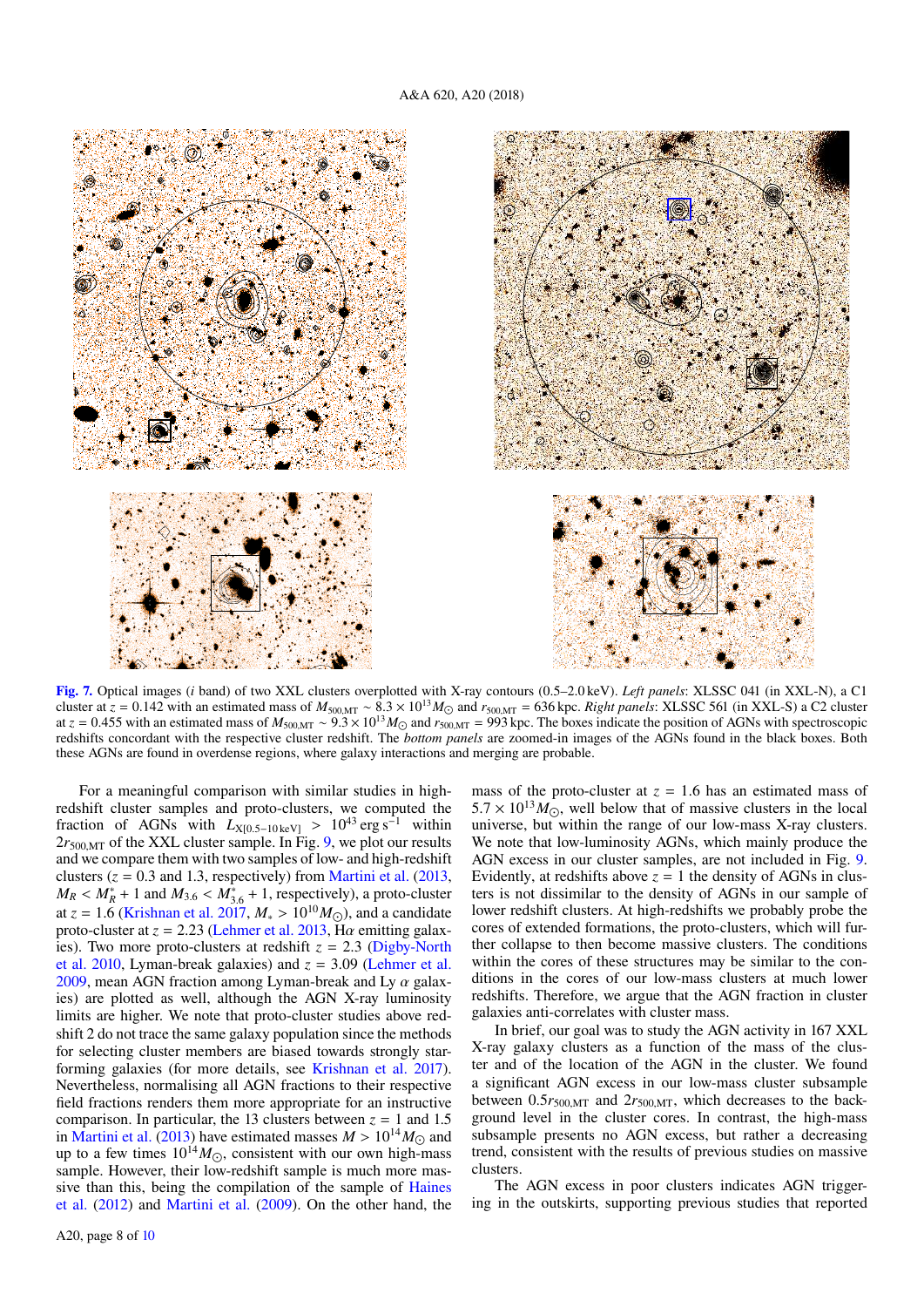**Fig. 7.** Optical images (*i* band) of two XXL clusters overplotted with X-ray contours (0.5–2.0 keV). *Left panels*: XLSSC 041 (in XXL-N), a C1 cluster at $z = 0.142$ with an estimated mass of $M_{500,\mathrm{MT}} \sim 8.3 \times 10^{13} M_{\odot}$ and $r_{500,\mathrm{MT}} = 636$ kpc. *Right panels*: XLSSC 561 (in XXL-S) a C2 cluster at $z = 0.455$ with an estimated mass of $M_{500,\mathrm{MT}} \sim 9.3 \times 10^{13} M_{\odot}$ and $r_{500,\mathrm{MT}} = 993$ kpc. The boxes indicate the position of AGNs with spectroscopic redshifts concordant with the respective cluster redshift. The *bottom panels* are zoomed-in images of the AGNs found in the black boxes. Both these AGNs are found in overdense regions, where galaxy interactions and merging are probable.

For a meaningful comparison with similar studies in high-redshift cluster samples and proto-clusters, we computed the fraction of AGNs with $L_{\mathrm{X}[0.5-10\,\mathrm{keV}]} > 10^{43}\,\mathrm{erg\,s^{-1}}$ within $2r_{500,\mathrm{MT}}$ of the XXL cluster sample. In Fig. 9, we plot our results and we compare them with two samples of low- and high-redshift clusters ($z = 0.3$ and 1.3, respectively) from Martini et al. (2013, $M_R < M_R^* + 1$ and $M_{3.6} < M_{3.6}^* + 1$, respectively), a proto-cluster at $z = 1.6$ (Krishnan et al. 2017, $M_* > 10^{10} M_{\odot}$), and a candidate proto-cluster at $z = 2.23$ (Lehmer et al. 2013, H$\alpha$ emitting galaxies). Two more proto-clusters at redshift $z = 2.3$ (Digby-North et al. 2010, Lyman-break galaxies) and $z = 3.09$ (Lehmer et al. 2009, mean AGN fraction among Lyman-break and Ly $\alpha$ galaxies) are plotted as well, although the AGN X-ray luminosity limits are higher. We note that proto-cluster studies above redshift 2 do not trace the same galaxy population since the methods for selecting cluster members are biased towards strongly star-forming galaxies (for more details, see Krishnan et al. 2017). Nevertheless, normalising all AGN fractions to their respective field fractions renders them more appropriate for an instructive comparison. In particular, the 13 clusters between $z = 1$ and 1.5 in Martini et al. (2013) have estimated masses $M > 10^{14} M_{\odot}$ and up to a few times $10^{14} M_{\odot}$, consistent with our own high-mass sample. However, their low-redshift sample is much more massive than this, being the compilation of the sample of Haines et al. (2012) and Martini et al. (2009). On the other hand, the mass of the proto-cluster at $z = 1.6$ has an estimated mass of $5.7 \times 10^{13} M_{\odot}$, well below that of massive clusters in the local universe, but within the range of our low-mass X-ray clusters. We note that low-luminosity AGNs, which mainly produce the AGN excess in our cluster samples, are not included in Fig. 9. Evidently, at redshifts above $z = 1$ the density of AGNs in clusters is not dissimilar to the density of AGNs in our sample of lower redshift clusters. At high-redshifts we probably probe the cores of extended formations, the proto-clusters, which will further collapse to then become massive clusters. The conditions within the cores of these structures may be similar to the conditions in the cores of our low-mass clusters at much lower redshifts. Therefore, we argue that the AGN fraction in cluster galaxies anti-correlates with cluster mass.

In brief, our goal was to study the AGN activity in 167 XXL X-ray galaxy clusters as a function of the mass of the cluster and the location of the AGN in the cluster. We found a significant AGN excess in our low-mass cluster subsample between $0.5r_{500,\mathrm{MT}}$ and $2r_{500,\mathrm{MT}}$, which decreases to the background level in the cluster cores. In contrast, the high-mass subsample presents no AGN excess, but rather a decreasing trend, consistent with the results of previous studies on massive clusters.

The AGN excess in poor clusters indicates AGN triggering in the outskirts, supporting previous studies that reported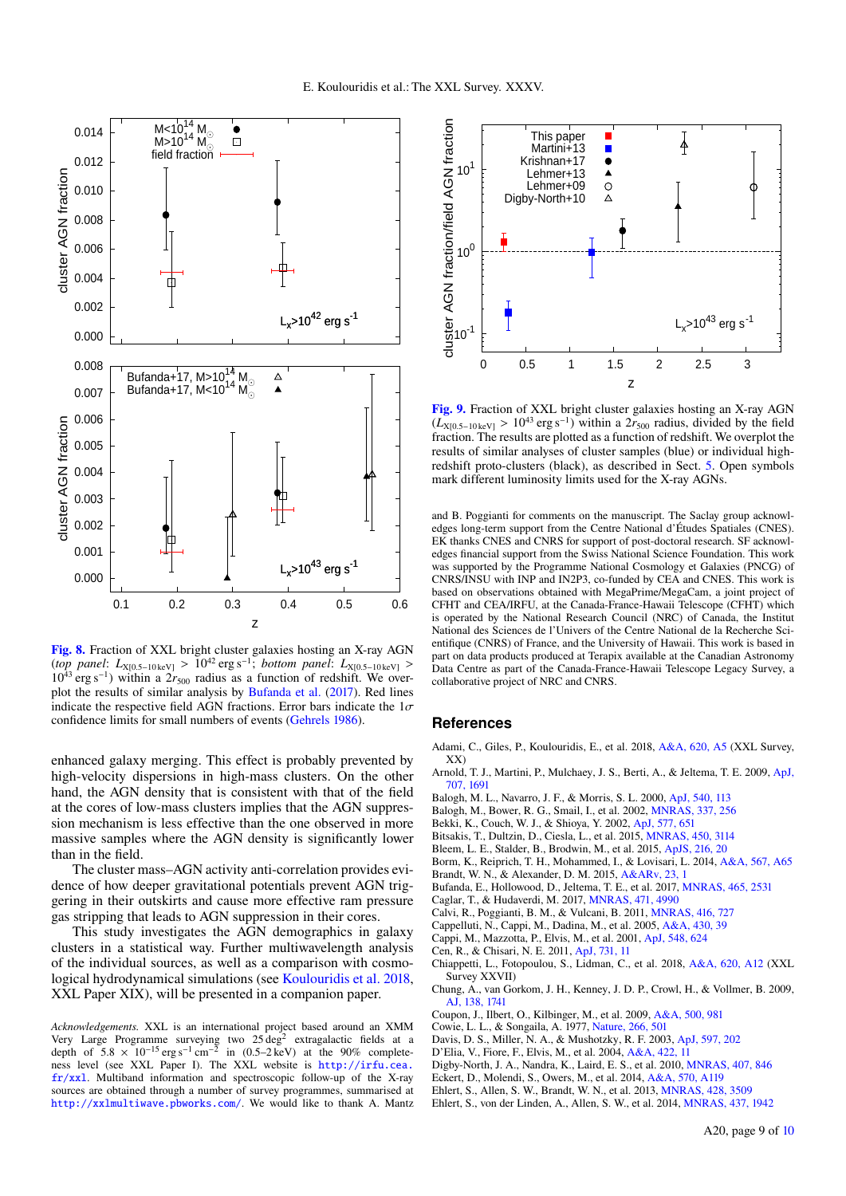**Fig. 8.** Fraction of XXL bright cluster galaxies hosting an X-ray AGN (*top panel*: $L_{X[0.5-10\,keV]} > 10^{42}$ erg s$^{-1}$; *bottom panel*: $L_{X[0.5-10\,keV]} > 10^{43}$ erg s$^{-1}$) within a $2r_{500}$ radius as a function of redshift. We overplot the results of similar analysis by Bufanda et al. (2017). Red lines indicate the respective field AGN fractions. Error bars indicate the $1\sigma$ confidence limits for small numbers of events (Gehrels 1986).

**Fig. 9.** Fraction of XXL bright cluster galaxies hosting an X-ray AGN ($L_{X[0.5-10\,keV]} > 10^{43}$ erg s$^{-1}$) within a $2r_{500}$ radius, divided by the field fraction. The results are plotted as a function of redshift. We overplot the results of similar analyses of cluster samples (blue) or individual high-redshift proto-clusters (black), as described in Sect. 5. Open symbols mark different luminosity limits used for the X-ray AGNs.

enhanced galaxy merging. This effect is probably prevented by high-velocity dispersions in high-mass clusters. On the other hand, the AGN density that is consistent with that of the field at the cores of low-mass clusters implies that the AGN suppression mechanism is less effective than the one observed in more massive samples where the AGN density is significantly lower than in the field.

The cluster mass–AGN activity anti-correlation provides evidence of how deeper gravitational potentials prevent AGN triggering in their outskirts and cause more effective ram pressure gas stripping that leads to AGN suppression in their cores.

This study investigates the AGN demographics in galaxy clusters in a statistical way. Further multiwavelength analysis of the individual sources, as well as a comparison with cosmological hydrodynamical simulations (see Koulouridis et al. 2018, XXL Paper XIX), will be presented in a companion paper.

*Acknowledgements.* XXL is an international project based around an XMM Very Large Programme surveying two 25 deg$^2$ extragalactic fields at a depth of $5.8 \times 10^{-15}$ erg s$^{-1}$ cm$^{-2}$ in (0.5–2 keV) at the 90% completeness level (see XXL Paper I). The XXL website is http://irfu.cea.fr/xxl. Multiband information and spectroscopic follow-up of the X-ray sources are obtained through a number of survey programmes, summarised at http://xxlmultiwave.pbworks.com/. We would like to thank A. Mantz and B. Poggianti for comments on the manuscript. The Saclay group acknowledges long-term support from the Centre National d'Études Spatiales (CNES). EK thanks CNES and CNRS for support of post-doctoral research. SF acknowledges financial support from the Swiss National Science Foundation. This work was supported by the Programme National Cosmology et Galaxies (PNCG) of CNRS/INSU with INP and IN2P3, co-funded by CEA and CNES. This work is based on observations obtained with MegaPrime/MegaCam, a joint project of CFHT and CEA/IRFU, at the Canada-France-Hawaii Telescope (CFHT) which is operated by the National Research Council (NRC) of Canada, the Institut National des Sciences de l'Univers of the Centre National de la Recherche Scientifique (CNRS) of France, and the University of Hawaii. This work is based in part on data products produced at Terapix available at the Canadian Astronomy Data Centre as part of the Canada-France-Hawaii Telescope Legacy Survey, a collaborative project of NRC and CNRS.

## References

Adami, C., Giles, P., Koulouridis, E., et al. 2018, A&A, 620, A5 (XXL Survey, XX)
Arnold, T. J., Martini, P., Mulchaey, J. S., Berti, A., & Jeltema, T. E. 2009, ApJ, 707, 1691
Balogh, M. L., Navarro, J. F., & Morris, S. L. 2000, ApJ, 540, 113
Balogh, M., Bower, R. G., Smail, I., et al. 2002, MNRAS, 337, 256
Bekki, K., Couch, W. J., & Shioya, Y. 2002, ApJ, 577, 651
Bitsakis, T., Dultzin, D., Ciesla, L., et al. 2015, MNRAS, 450, 3114
Bleem, L. E., Stalder, B., Brodwin, M., et al. 2015, ApJS, 216, 20
Borm, K., Reiprich, T. H., Mohammed, I., & Lovisari, L. 2014, A&A, 567, A65
Brandt, W. N., & Alexander, D. M. 2015, A&ARv, 23, 1
Bufanda, E., Hollowood, D., Jeltema, T. E., et al. 2017, MNRAS, 465, 2531
Caglar, T., & Hudaverdi, M. 2017, MNRAS, 471, 4990
Calvi, R., Poggianti, B. M., & Vulcani, B. 2011, MNRAS, 416, 727
Cappelluti, N., Cappi, M., Dadina, M., et al. 2005, A&A, 430, 39
Cappi, M., Mazzotta, P., Elvis, M., et al. 2001, ApJ, 548, 624
Cen, R., & Chisari, N. E. 2011, ApJ, 731, 11
Chiappetti, L., Fotopoulou, S., Lidman, C., et al. 2018, A&A, 620, A12 (XXL Survey XXVII)
Chung, A., van Gorkom, J. H., Kenney, J. D. P., Crowl, H., & Vollmer, B. 2009, AJ, 138, 1741
Coupon, J., Ilbert, O., Kilbinger, M., et al. 2009, A&A, 500, 981
Cowie, L. L., & Songaila, A. 1977, Nature, 266, 501
Davis, D. S., Miller, N. A., & Mushotzky, R. F. 2003, ApJ, 597, 202
D'Elia, V., Fiore, F., Elvis, M., et al. 2004, A&A, 422, 11
Digby-North, J. A., Nandra, K., Laird, E. S., et al. 2010, MNRAS, 407, 846
Eckert, D., Molendi, S., Owers, M., et al. 2014, A&A, 570, A119
Ehlert, S., Allen, S. W., Brandt, W. N., et al. 2013, MNRAS, 428, 3509
Ehlert, S., von der Linden, A., Allen, S. W., et al. 2014, MNRAS, 437, 1942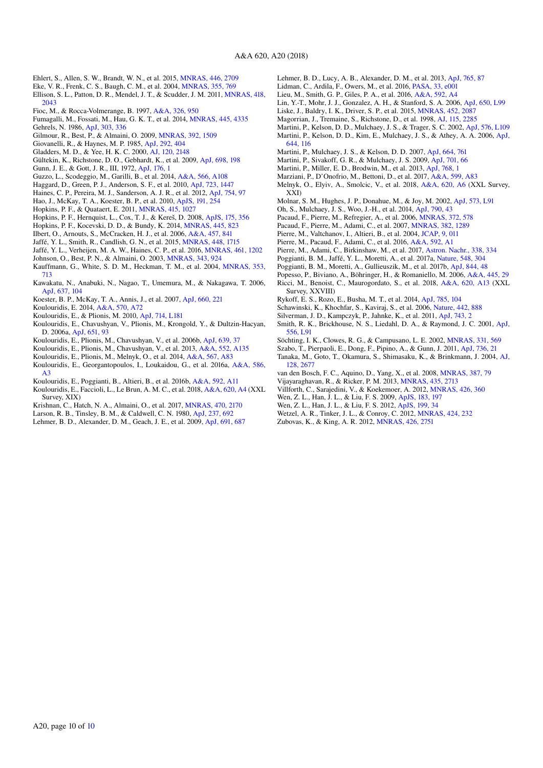Ehlert, S., Allen, S. W., Brandt, W. N., et al. 2015, MNRAS, 446, 2709
Eke, V. R., Frenk, C. S., Baugh, C. M., et al. 2004, MNRAS, 355, 769
Ellison, S. L., Patton, D. R., Mendel, J. T., & Scudder, J. M. 2011, MNRAS, 418, 2043
Fioc, M., & Rocca-Volmerange, B. 1997, A&A, 326, 950
Fumagalli, M., Fossati, M., Hau, G. K. T., et al. 2014, MNRAS, 445, 4335
Gehrels, N. 1986, ApJ, 303, 336
Gilmour, R., Best, P., & Almaini, O. 2009, MNRAS, 392, 1509
Giovanelli, R., & Haynes, M. P. 1985, ApJ, 292, 404
Gladders, M. D., & Yee, H. K. C. 2000, AJ, 120, 2148
Gültekin, K., Richstone, D. O., Gebhardt, K., et al. 2009, ApJ, 698, 198
Gunn, J. E., & Gott, J. R., III, 1972, ApJ, 176, 1
Guzzo, L., Scodeggio, M., Garilli, B., et al. 2014, A&A, 566, A108
Haggard, D., Green, P. J., Anderson, S. F., et al. 2010, ApJ, 723, 1447
Haines, C. P., Pereira, M. J., Sanderson, A. J. R., et al. 2012, ApJ, 754, 97
Hao, J., McKay, T. A., Koester, B. P., et al. 2010, ApJS, 191, 254
Hopkins, P. F., & Quataert, E. 2011, MNRAS, 415, 1027
Hopkins, P. F., Hernquist, L., Cox, T. J., & Kereš, D. 2008, ApJS, 175, 356
Hopkins, P. F., Kocevski, D. D., & Bundy, K. 2014, MNRAS, 445, 823
Ilbert, O., Arnouts, S., McCracken, H. J., et al. 2006, A&A, 457, 841
Jaffé, Y. L., Smith, R., Candlish, G. N., et al. 2015, MNRAS, 448, 1715
Jaffé, Y. L., Verheijen, M. A. W., Haines, C. P., et al. 2016, MNRAS, 461, 1202
Johnson, O., Best, P. N., & Almaini, O. 2003, MNRAS, 343, 924
Kauffmann, G., White, S. D. M., Heckman, T. M., et al. 2004, MNRAS, 353, 713
Kawakatu, N., Anabuki, N., Nagao, T., Umemura, M., & Nakagawa, T. 2006, ApJ, 637, 104
Koester, B. P., McKay, T. A., Annis, J., et al. 2007, ApJ, 660, 221
Koulouridis, E. 2014, A&A, 570, A72
Koulouridis, E., & Plionis, M. 2010, ApJ, 714, L181
Koulouridis, E., Chavushyan, V., Plionis, M., Krongold, Y., & Dultzin-Hacyan, D. 2006a, ApJ, 651, 93
Koulouridis, E., Plionis, M., Chavushyan, V., et al. 2006b, ApJ, 639, 37
Koulouridis, E., Plionis, M., Chavushyan, V., et al. 2013, A&A, 552, A135
Koulouridis, E., Plionis, M., Melnyk, O., et al. 2014, A&A, 567, A83
Koulouridis, E., Georgantopoulos, I., Loukaidou, G., et al. 2016a, A&A, 586, A3
Koulouridis, E., Poggianti, B., Altieri, B., et al. 2016b, A&A, 592, A11
Koulouridis, E., Faccioli, L., Le Brun, A. M. C., et al. 2018, A&A, 620, A4 (XXL Survey, XIX)
Krishnan, C., Hatch, N. A., Almaini, O., et al. 2017, MNRAS, 470, 2170
Larson, R. B., Tinsley, B. M., & Caldwell, C. N. 1980, ApJ, 237, 692
Lehmer, B. D., Alexander, D. M., Geach, J. E., et al. 2009, ApJ, 691, 687
Lehmer, B. D., Lucy, A. B., Alexander, D. M., et al. 2013, ApJ, 765, 87
Lidman, C., Ardila, F., Owers, M., et al. 2016, PASA, 33, e001
Lieu, M., Smith, G. P., Giles, P. A., et al. 2016, A&A, 592, A4
Lin, Y.-T., Mohr, J. J., Gonzalez, A. H., & Stanford, S. A. 2006, ApJ, 650, L99
Liske, J., Baldry, I. K., Driver, S. P., et al. 2015, MNRAS, 452, 2087
Magorrian, J., Tremaine, S., Richstone, D., et al. 1998, AJ, 115, 2285
Martini, P., Kelson, D. D., Mulchaey, J. S., & Trager, S. C. 2002, ApJ, 576, L109
Martini, P., Kelson, D. D., Kim, E., Mulchaey, J. S., & Athey, A. A. 2006, ApJ, 644, 116
Martini, P., Mulchaey, J. S., & Kelson, D. D. 2007, ApJ, 664, 761
Martini, P., Sivakoff, G. R., & Mulchaey, J. S. 2009, ApJ, 701, 66
Martini, P., Miller, E. D., Brodwin, M., et al. 2013, ApJ, 768, 1
Marziani, P., D'Onofrio, M., Bettoni, D., et al. 2017, A&A, 599, A83
Melnyk, O., Elyiv, A., Smolcic, V., et al. 2018, A&A, 620, A6 (XXL Survey, XXI)
Molnar, S. M., Hughes, J. P., Donahue, M., & Joy, M. 2002, ApJ, 573, L91
Oh, S., Mulchaey, J. S., Woo, J.-H., et al. 2014, ApJ, 790, 43
Pacaud, F., Pierre, M., Refregier, A., et al. 2006, MNRAS, 372, 578
Pacaud, F., Pierre, M., Adami, C., et al. 2007, MNRAS, 382, 1289
Pierre, M., Valtchanov, I., Altieri, B., et al. 2004, JCAP, 9, 011
Pierre, M., Pacaud, F., Adami, C., et al. 2016, A&A, 592, A1
Pierre, M., Adami, C., Birkinshaw, M., et al. 2017, Astron. Nachr., 338, 334
Poggianti, B. M., Jaffé, Y. L., Moretti, A., et al. 2017a, Nature, 548, 304
Poggianti, B. M., Moretti, A., Gullieuszik, M., et al. 2017b, ApJ, 844, 48
Popesso, P., Biviano, A., Böhringer, H., & Romaniello, M. 2006, A&A, 445, 29
Ricci, M., Benoist, C., Maurogordato, S., et al. 2018, A&A, 620, A13 (XXL Survey, XXVIII)
Rykoff, E. S., Rozo, E., Busha, M. T., et al. 2014, ApJ, 785, 104
Schawinski, K., Khochfar, S., Kaviraj, S., et al. 2006, Nature, 442, 888
Silverman, J. D., Kampczyk, P., Jahnke, K., et al. 2011, ApJ, 743, 2
Smith, R. K., Brickhouse, N. S., Liedahl, D. A., & Raymond, J. C. 2001, ApJ, 556, L91
Söchting, I. K., Clowes, R. G., & Campusano, L. E. 2002, MNRAS, 331, 569
Szabo, T., Pierpaoli, E., Dong, F., Pipino, A., & Gunn, J. 2011, ApJ, 736, 21
Tanaka, M., Goto, T., Okamura, S., Shimasaku, K., & Brinkmann, J. 2004, AJ, 128, 2677
van den Bosch, F. C., Aquino, D., Yang, X., et al. 2008, MNRAS, 387, 79
Vijayaraghavan, R., & Ricker, P. M. 2013, MNRAS, 435, 2713
Villforth, C., Sarajedini, V., & Koekemoer, A. 2012, MNRAS, 426, 360
Wen, Z. L., Han, J. L., & Liu, F. S. 2009, ApJS, 183, 197
Wen, Z. L., Han, J. L., & Liu, F. S. 2012, ApJS, 199, 34
Wetzel, A. R., Tinker, J. L., & Conroy, C. 2012, MNRAS, 424, 232
Zubovas, K., & King, A. R. 2012, MNRAS, 426, 2751